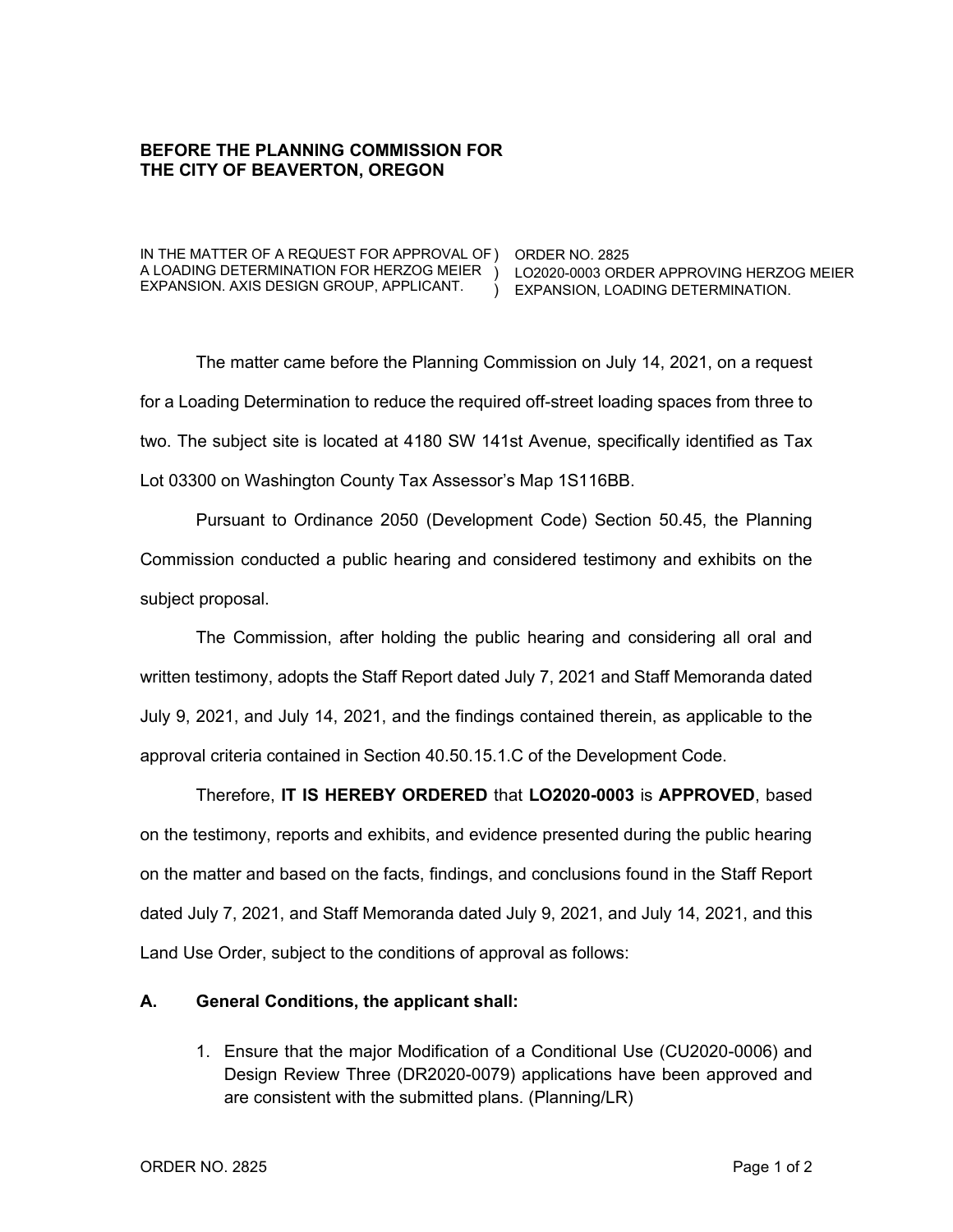**BEFORE THE PLANNING COMMISSION FOR THE CITY OF BEAVERTON, OREGON**

| | |
|---|---|
| IN THE MATTER OF A REQUEST FOR APPROVAL OF A LOADING DETERMINATION FOR HERZOG MEIER EXPANSION. AXIS DESIGN GROUP, APPLICANT. ) ) ) | ORDER NO. 2825 LO2020-0003 ORDER APPROVING HERZOG MEIER EXPANSION, LOADING DETERMINATION. |

The matter came before the Planning Commission on July 14, 2021, on a request for a Loading Determination to reduce the required off-street loading spaces from three to two. The subject site is located at 4180 SW 141st Avenue, specifically identified as Tax Lot 03300 on Washington County Tax Assessor's Map 1S116BB.

Pursuant to Ordinance 2050 (Development Code) Section 50.45, the Planning Commission conducted a public hearing and considered testimony and exhibits on the subject proposal.

The Commission, after holding the public hearing and considering all oral and written testimony, adopts the Staff Report dated July 7, 2021 and Staff Memoranda dated July 9, 2021, and July 14, 2021, and the findings contained therein, as applicable to the approval criteria contained in Section 40.50.15.1.C of the Development Code.

Therefore, **IT IS HEREBY ORDERED** that **LO2020-0003** is **APPROVED**, based on the testimony, reports and exhibits, and evidence presented during the public hearing on the matter and based on the facts, findings, and conclusions found in the Staff Report dated July 7, 2021, and Staff Memoranda dated July 9, 2021, and July 14, 2021, and this Land Use Order, subject to the conditions of approval as follows:

**A. General Conditions, the applicant shall:**

1. Ensure that the major Modification of a Conditional Use (CU2020-0006) and Design Review Three (DR2020-0079) applications have been approved and are consistent with the submitted plans. (Planning/LR)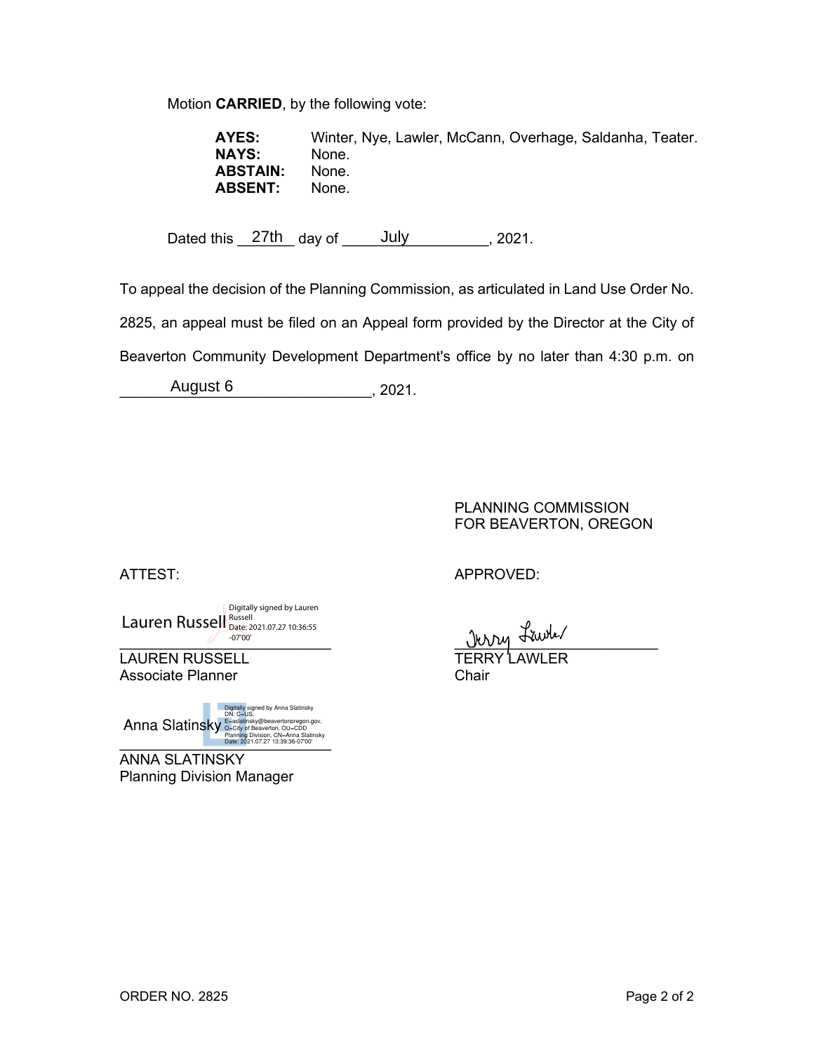Motion **CARRIED**, by the following vote:

| | |
|---|---|
| **AYES:** | Winter, Nye, Lawler, McCann, Overhage, Saldanha, Teater. |
| **NAYS:** | None. |
| **ABSTAIN:** | None. |
| **ABSENT:** | None. |

Dated this 27th day of July, 2021.

To appeal the decision of the Planning Commission, as articulated in Land Use Order No. 2825, an appeal must be filed on an Appeal form provided by the Director at the City of Beaverton Community Development Department's office by no later than 4:30 p.m. on August 6, 2021.

PLANNING COMMISSION
FOR BEAVERTON, OREGON

ATTEST:

Lauren Russell
Digitally signed by Lauren Russell
Date: 2021.07.27 10:36:55 -07'00'

LAUREN RUSSELL
Associate Planner

Anna Slatinsky
Digitally signed by Anna Slatinsky
DN: C=US, E=aslatinsky@beavertonoregon.gov, O=City of Beaverton, OU=CDD Planning Division, CN=Anna Slatinsky
Date: 2021.07.27 13:39:36-07'00'

ANNA SLATINSKY
Planning Division Manager

APPROVED:

Terry Lawler

TERRY LAWLER
Chair

ORDER NO. 2825